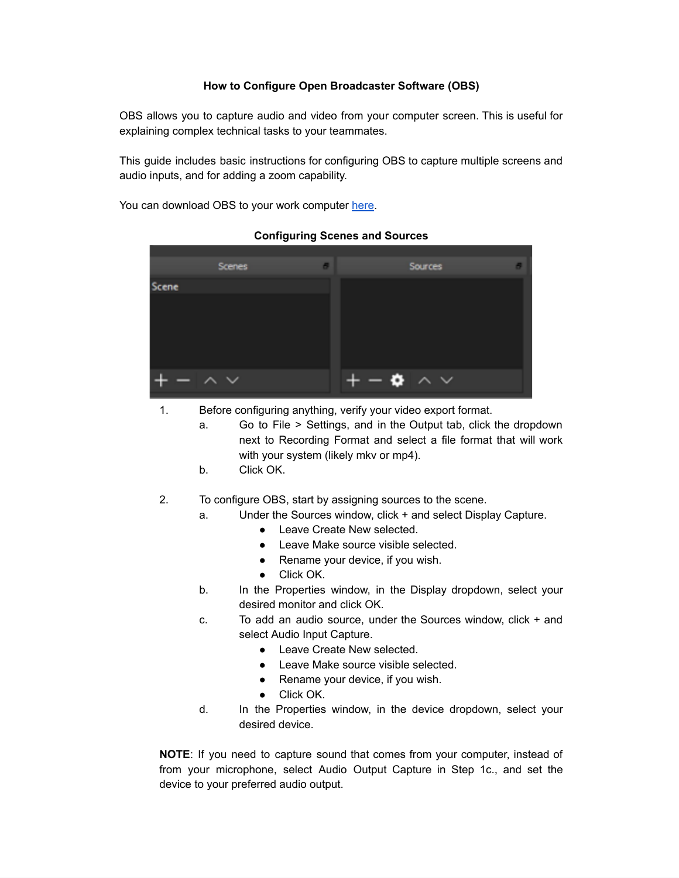**How to Configure Open Broadcaster Software (OBS)**

OBS allows you to capture audio and video from your computer screen. This is useful for explaining complex technical tasks to your teammates.

This guide includes basic instructions for configuring OBS to capture multiple screens and audio inputs, and for adding a zoom capability.

You can download OBS to your work computer here.

**Configuring Scenes and Sources**

1. Before configuring anything, verify your video export format.
   a. Go to File > Settings, and in the Output tab, click the dropdown next to Recording Format and select a file format that will work with your system (likely mkv or mp4).
   b. Click OK.

2. To configure OBS, start by assigning sources to the scene.
   a. Under the Sources window, click + and select Display Capture.
      - Leave Create New selected.
      - Leave Make source visible selected.
      - Rename your device, if you wish.
      - Click OK.
   b. In the Properties window, in the Display dropdown, select your desired monitor and click OK.
   c. To add an audio source, under the Sources window, click + and select Audio Input Capture.
      - Leave Create New selected.
      - Leave Make source visible selected.
      - Rename your device, if you wish.
      - Click OK.
   d. In the Properties window, in the device dropdown, select your desired device.

**NOTE**: If you need to capture sound that comes from your computer, instead of from your microphone, select Audio Output Capture in Step 1c., and set the device to your preferred audio output.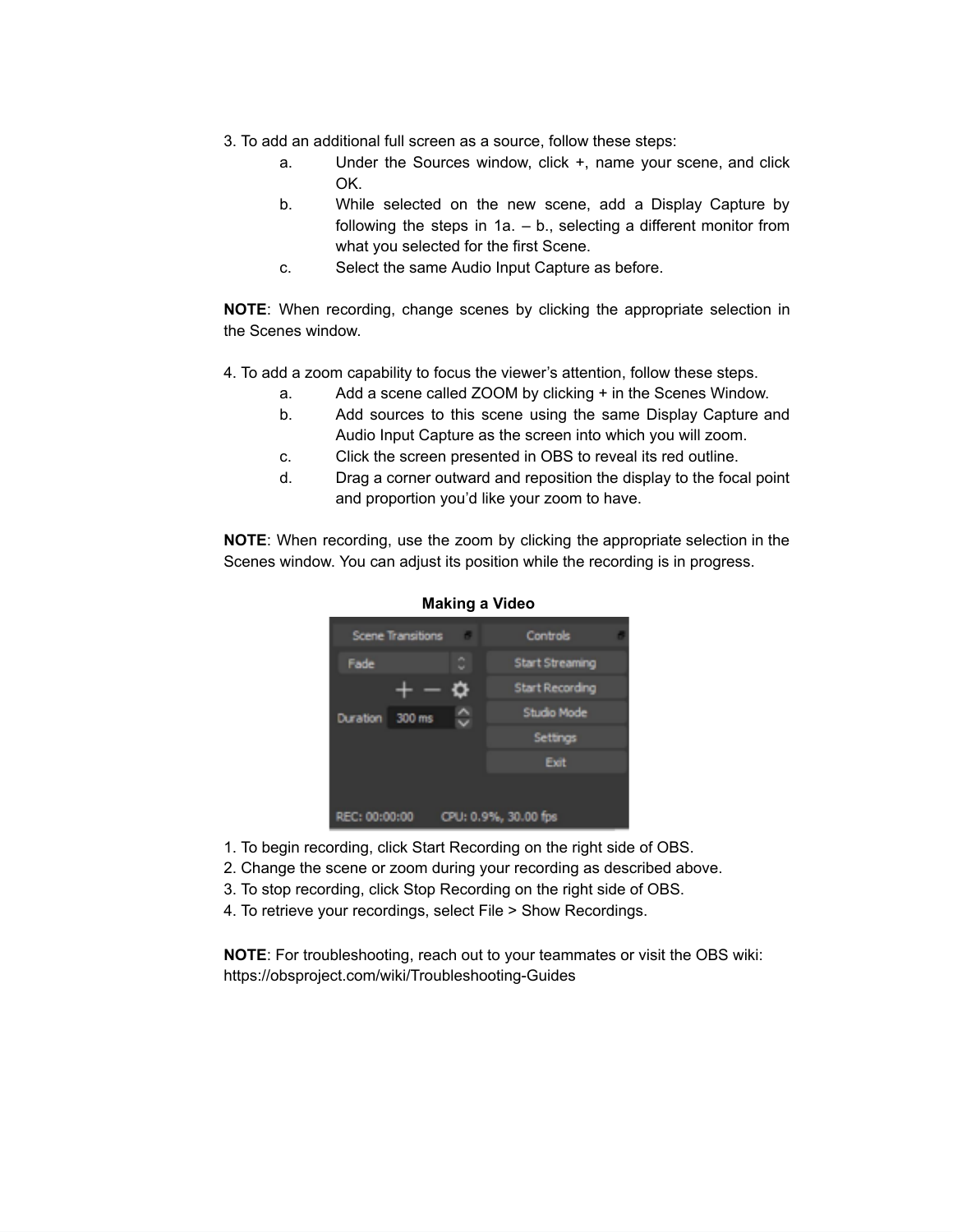3. To add an additional full screen as a source, follow these steps:
   a. Under the Sources window, click +, name your scene, and click OK.
   b. While selected on the new scene, add a Display Capture by following the steps in 1a. – b., selecting a different monitor from what you selected for the first Scene.
   c. Select the same Audio Input Capture as before.

**NOTE**: When recording, change scenes by clicking the appropriate selection in the Scenes window.

4. To add a zoom capability to focus the viewer's attention, follow these steps.
   a. Add a scene called ZOOM by clicking + in the Scenes Window.
   b. Add sources to this scene using the same Display Capture and Audio Input Capture as the screen into which you will zoom.
   c. Click the screen presented in OBS to reveal its red outline.
   d. Drag a corner outward and reposition the display to the focal point and proportion you'd like your zoom to have.

**NOTE**: When recording, use the zoom by clicking the appropriate selection in the Scenes window. You can adjust its position while the recording is in progress.

**Making a Video**

Scene Transitions
Fade
Duration 300 ms
Controls
Start Streaming
Start Recording
Studio Mode
Settings
Exit
REC: 00:00:00 CPU: 0.9%, 30.00 fps

1. To begin recording, click Start Recording on the right side of OBS.
2. Change the scene or zoom during your recording as described above.
3. To stop recording, click Stop Recording on the right side of OBS.
4. To retrieve your recordings, select File > Show Recordings.

**NOTE**: For troubleshooting, reach out to your teammates or visit the OBS wiki: https://obsproject.com/wiki/Troubleshooting-Guides